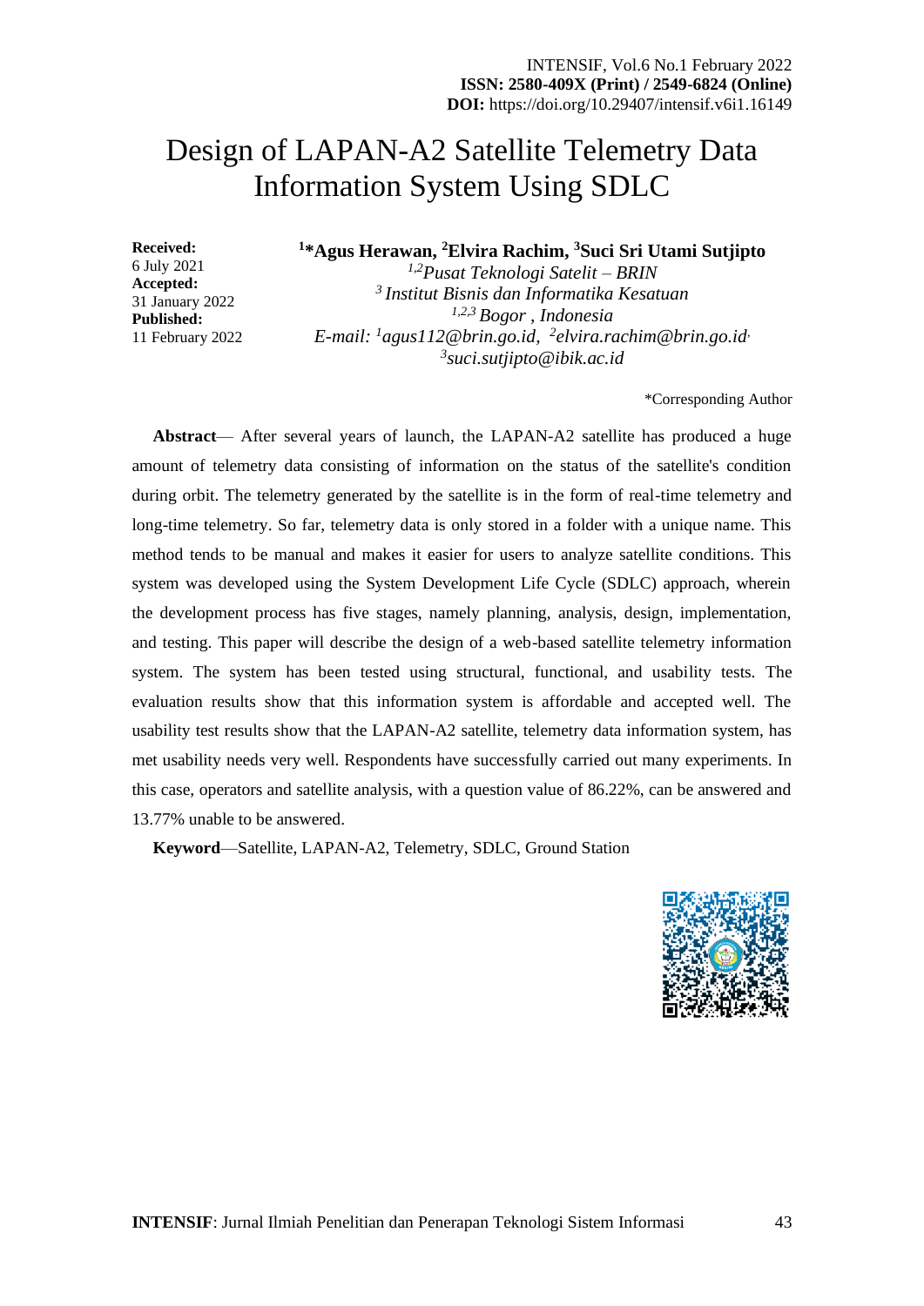# Design of LAPAN-A2 Satellite Telemetry Data Information System Using SDLC

**Received:** 6 July 2021
**Accepted:** 31 January 2022
**Published:** 11 February 2022

**[1]*Agus Herawan, [2]Elvira Rachim, [3]Suci Sri Utami Sutjipto**

*[1,2]Pusat Teknologi Satelit – BRIN*
*[3] Institut Bisnis dan Informatika Kesatuan*
*[1,2,3] Bogor , Indonesia*
*E-mail: [1]agus112@brin.go.id, [2]elvira.rachim@brin.go.id, [3]suci.sutjipto@ibik.ac.id*

*Corresponding Author

**Abstract**— After several years of launch, the LAPAN-A2 satellite has produced a huge amount of telemetry data consisting of information on the status of the satellite's condition during orbit. The telemetry generated by the satellite is in the form of real-time telemetry and long-time telemetry. So far, telemetry data is only stored in a folder with a unique name. This method tends to be manual and makes it easier for users to analyze satellite conditions. This system was developed using the System Development Life Cycle (SDLC) approach, wherein the development process has five stages, namely planning, analysis, design, implementation, and testing. This paper will describe the design of a web-based satellite telemetry information system. The system has been tested using structural, functional, and usability tests. The evaluation results show that this information system is affordable and accepted well. The usability test results show that the LAPAN-A2 satellite, telemetry data information system, has met usability needs very well. Respondents have successfully carried out many experiments. In this case, operators and satellite analysis, with a question value of 86.22%, can be answered and 13.77% unable to be answered.

**Keyword**—Satellite, LAPAN-A2, Telemetry, SDLC, Ground Station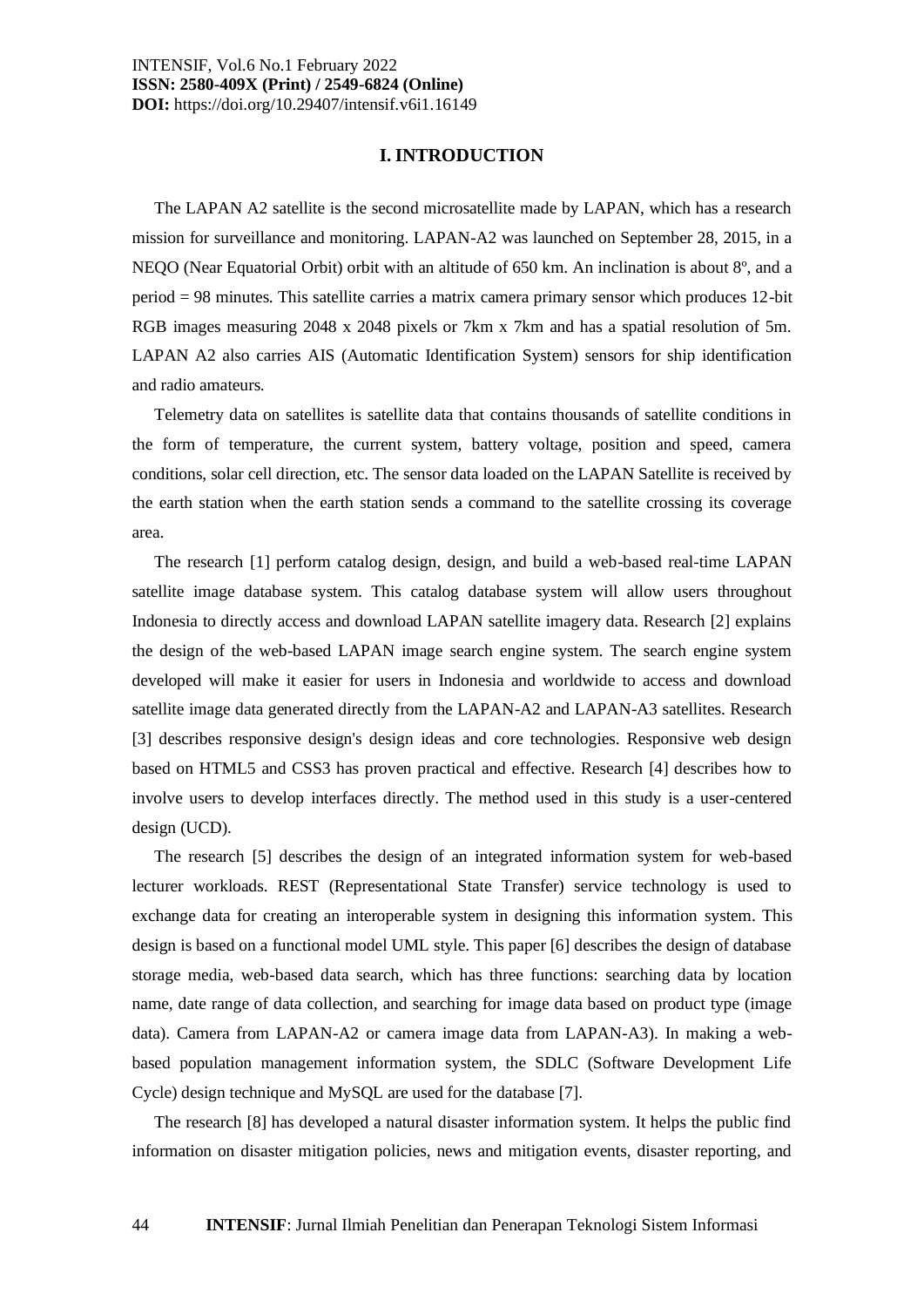## I. INTRODUCTION

The LAPAN A2 satellite is the second microsatellite made by LAPAN, which has a research mission for surveillance and monitoring. LAPAN-A2 was launched on September 28, 2015, in a NEQO (Near Equatorial Orbit) orbit with an altitude of 650 km. An inclination is about 8º, and a period = 98 minutes. This satellite carries a matrix camera primary sensor which produces 12-bit RGB images measuring 2048 x 2048 pixels or 7km x 7km and has a spatial resolution of 5m. LAPAN A2 also carries AIS (Automatic Identification System) sensors for ship identification and radio amateurs.

Telemetry data on satellites is satellite data that contains thousands of satellite conditions in the form of temperature, the current system, battery voltage, position and speed, camera conditions, solar cell direction, etc. The sensor data loaded on the LAPAN Satellite is received by the earth station when the earth station sends a command to the satellite crossing its coverage area.

The research [1] perform catalog design, design, and build a web-based real-time LAPAN satellite image database system. This catalog database system will allow users throughout Indonesia to directly access and download LAPAN satellite imagery data. Research [2] explains the design of the web-based LAPAN image search engine system. The search engine system developed will make it easier for users in Indonesia and worldwide to access and download satellite image data generated directly from the LAPAN-A2 and LAPAN-A3 satellites. Research [3] describes responsive design's design ideas and core technologies. Responsive web design based on HTML5 and CSS3 has proven practical and effective. Research [4] describes how to involve users to develop interfaces directly. The method used in this study is a user-centered design (UCD).

The research [5] describes the design of an integrated information system for web-based lecturer workloads. REST (Representational State Transfer) service technology is used to exchange data for creating an interoperable system in designing this information system. This design is based on a functional model UML style. This paper [6] describes the design of database storage media, web-based data search, which has three functions: searching data by location name, date range of data collection, and searching for image data based on product type (image data). Camera from LAPAN-A2 or camera image data from LAPAN-A3). In making a web-based population management information system, the SDLC (Software Development Life Cycle) design technique and MySQL are used for the database [7].

The research [8] has developed a natural disaster information system. It helps the public find information on disaster mitigation policies, news and mitigation events, disaster reporting, and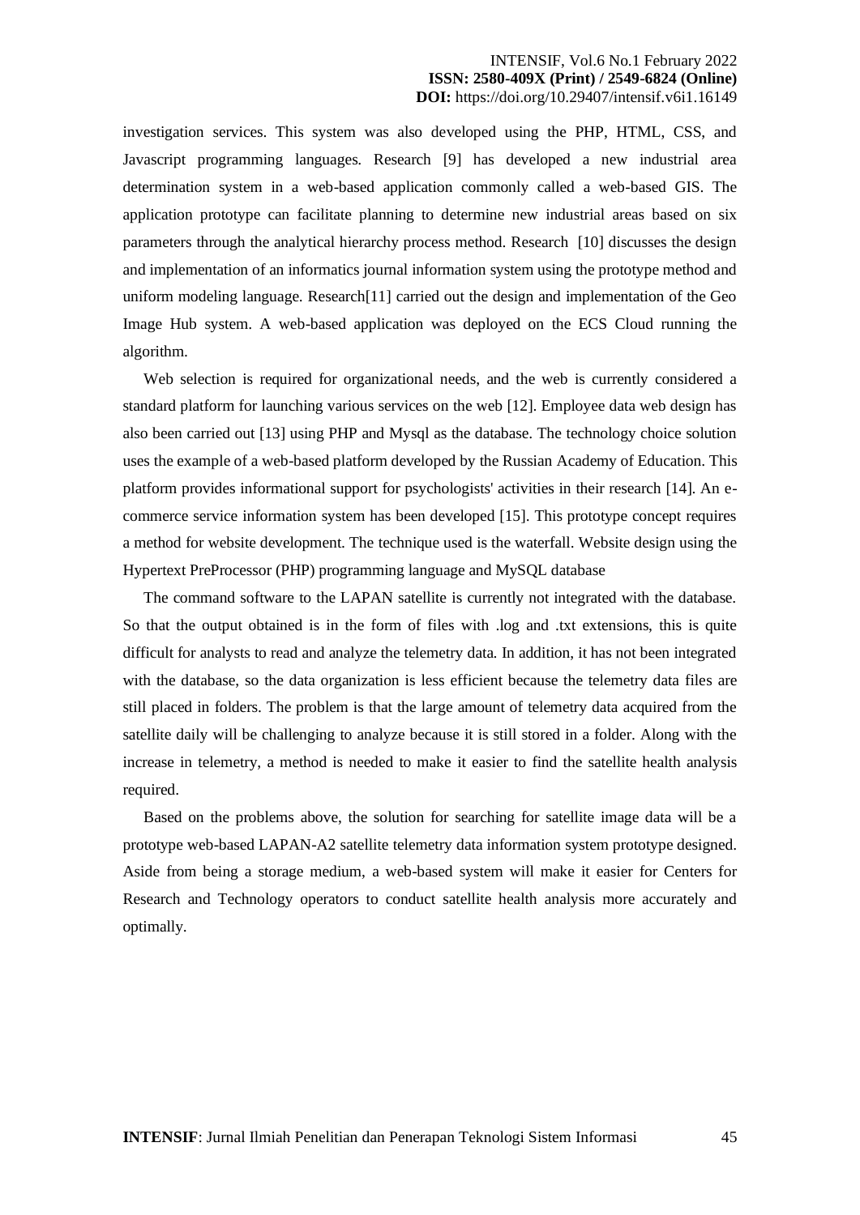investigation services. This system was also developed using the PHP, HTML, CSS, and Javascript programming languages. Research [9] has developed a new industrial area determination system in a web-based application commonly called a web-based GIS. The application prototype can facilitate planning to determine new industrial areas based on six parameters through the analytical hierarchy process method. Research [10] discusses the design and implementation of an informatics journal information system using the prototype method and uniform modeling language. Research[11] carried out the design and implementation of the Geo Image Hub system. A web-based application was deployed on the ECS Cloud running the algorithm.

Web selection is required for organizational needs, and the web is currently considered a standard platform for launching various services on the web [12]. Employee data web design has also been carried out [13] using PHP and Mysql as the database. The technology choice solution uses the example of a web-based platform developed by the Russian Academy of Education. This platform provides informational support for psychologists' activities in their research [14]. An e-commerce service information system has been developed [15]. This prototype concept requires a method for website development. The technique used is the waterfall. Website design using the Hypertext PreProcessor (PHP) programming language and MySQL database

The command software to the LAPAN satellite is currently not integrated with the database. So that the output obtained is in the form of files with .log and .txt extensions, this is quite difficult for analysts to read and analyze the telemetry data. In addition, it has not been integrated with the database, so the data organization is less efficient because the telemetry data files are still placed in folders. The problem is that the large amount of telemetry data acquired from the satellite daily will be challenging to analyze because it is still stored in a folder. Along with the increase in telemetry, a method is needed to make it easier to find the satellite health analysis required.

Based on the problems above, the solution for searching for satellite image data will be a prototype web-based LAPAN-A2 satellite telemetry data information system prototype designed. Aside from being a storage medium, a web-based system will make it easier for Centers for Research and Technology operators to conduct satellite health analysis more accurately and optimally.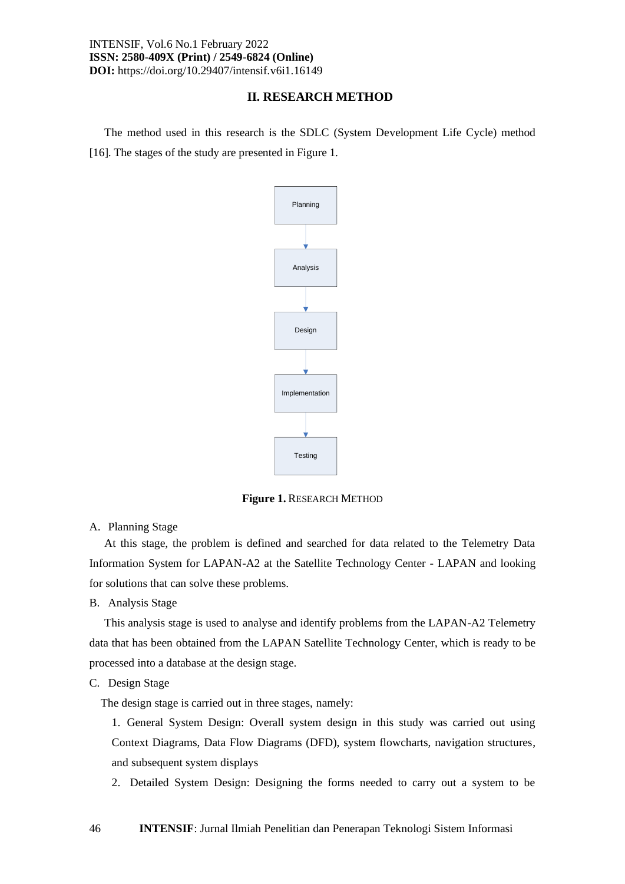## II. RESEARCH METHOD

The method used in this research is the SDLC (System Development Life Cycle) method [16]. The stages of the study are presented in Figure 1.

Planning → Analysis → Design → Implementation → Testing

**Figure 1.** RESEARCH METHOD

A. Planning Stage

At this stage, the problem is defined and searched for data related to the Telemetry Data Information System for LAPAN-A2 at the Satellite Technology Center - LAPAN and looking for solutions that can solve these problems.

B. Analysis Stage

This analysis stage is used to analyse and identify problems from the LAPAN-A2 Telemetry data that has been obtained from the LAPAN Satellite Technology Center, which is ready to be processed into a database at the design stage.

C. Design Stage

The design stage is carried out in three stages, namely:

1. General System Design: Overall system design in this study was carried out using Context Diagrams, Data Flow Diagrams (DFD), system flowcharts, navigation structures, and subsequent system displays
2. Detailed System Design: Designing the forms needed to carry out a system to be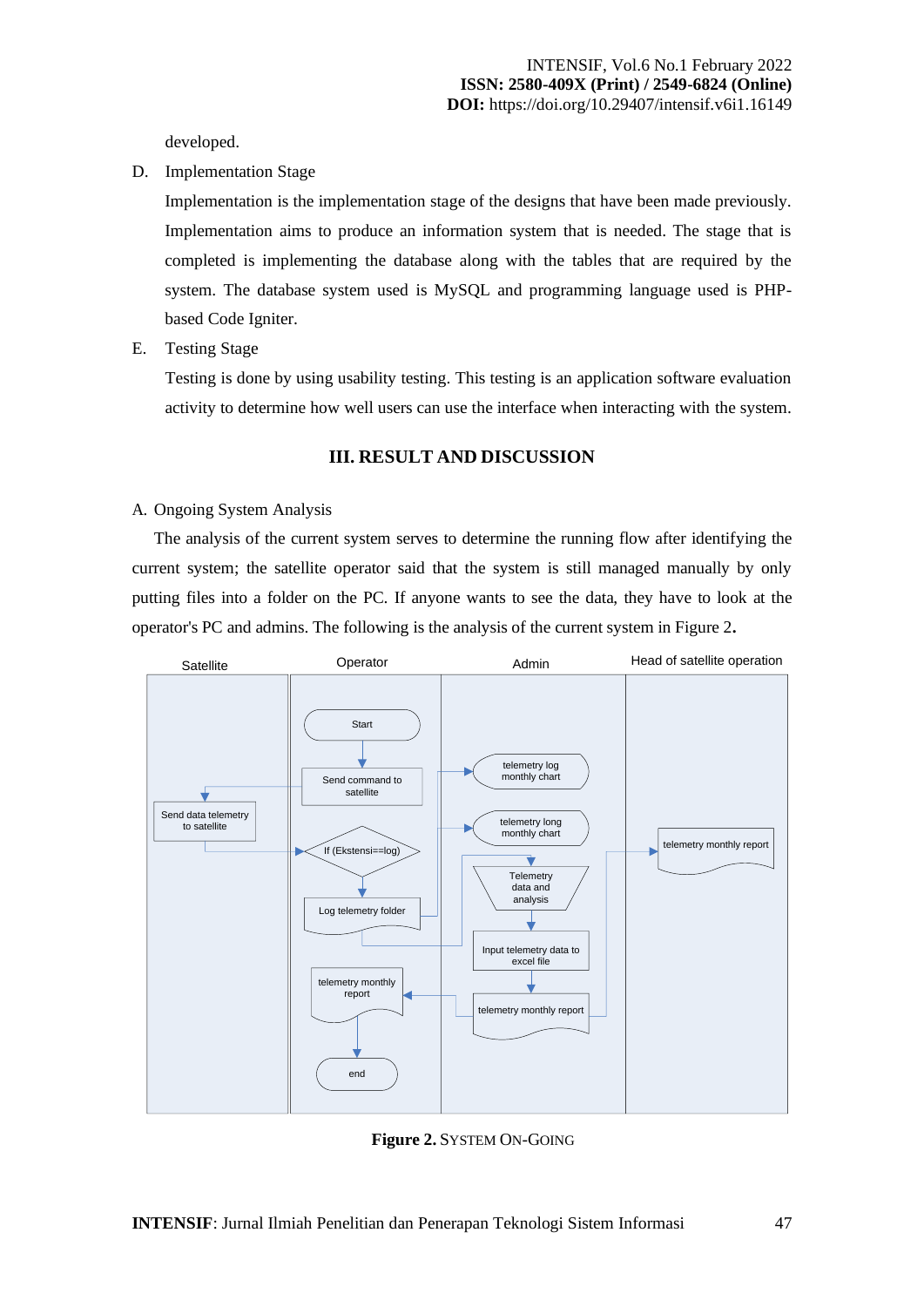developed.

D. Implementation Stage

Implementation is the implementation stage of the designs that have been made previously. Implementation aims to produce an information system that is needed. The stage that is completed is implementing the database along with the tables that are required by the system. The database system used is MySQL and programming language used is PHP-based Code Igniter.

E. Testing Stage

Testing is done by using usability testing. This testing is an application software evaluation activity to determine how well users can use the interface when interacting with the system.

## III. RESULT AND DISCUSSION

A. Ongoing System Analysis

The analysis of the current system serves to determine the running flow after identifying the current system; the satellite operator said that the system is still managed manually by only putting files into a folder on the PC. If anyone wants to see the data, they have to look at the operator's PC and admins. The following is the analysis of the current system in Figure 2**.**

**Figure 2.** SYSTEM ON-GOING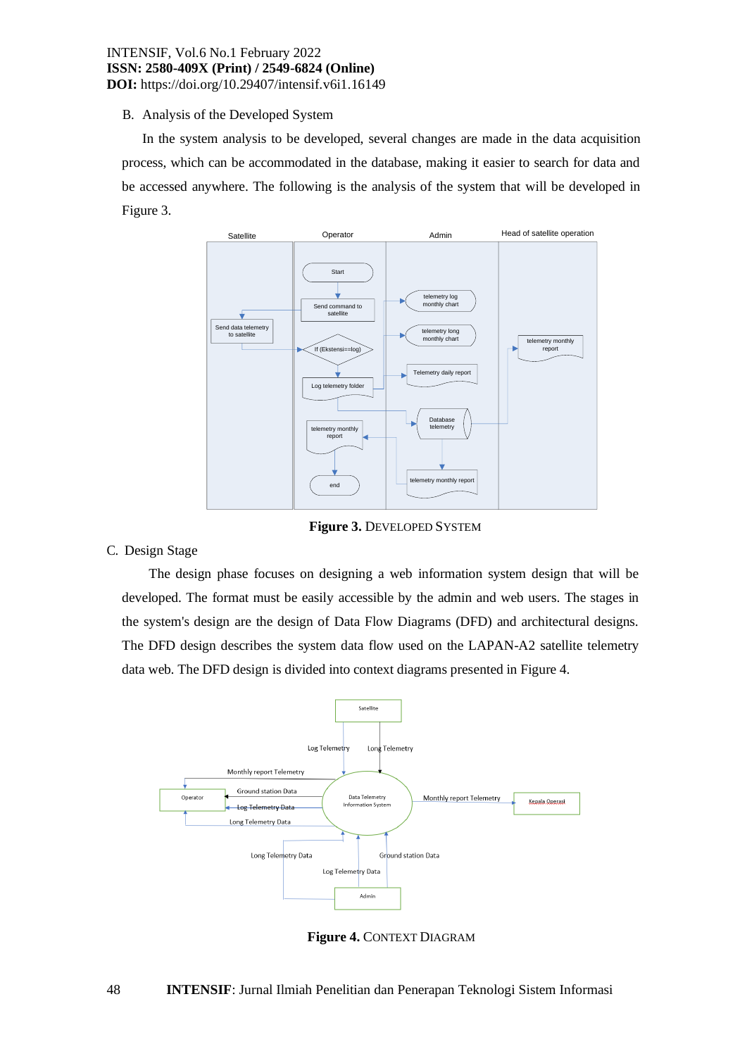B. Analysis of the Developed System

In the system analysis to be developed, several changes are made in the data acquisition process, which can be accommodated in the database, making it easier to search for data and be accessed anywhere. The following is the analysis of the system that will be developed in Figure 3.

**Figure 3.** DEVELOPED SYSTEM

C. Design Stage

The design phase focuses on designing a web information system design that will be developed. The format must be easily accessible by the admin and web users. The stages in the system's design are the design of Data Flow Diagrams (DFD) and architectural designs. The DFD design describes the system data flow used on the LAPAN-A2 satellite telemetry data web. The DFD design is divided into context diagrams presented in Figure 4.

**Figure 4.** CONTEXT DIAGRAM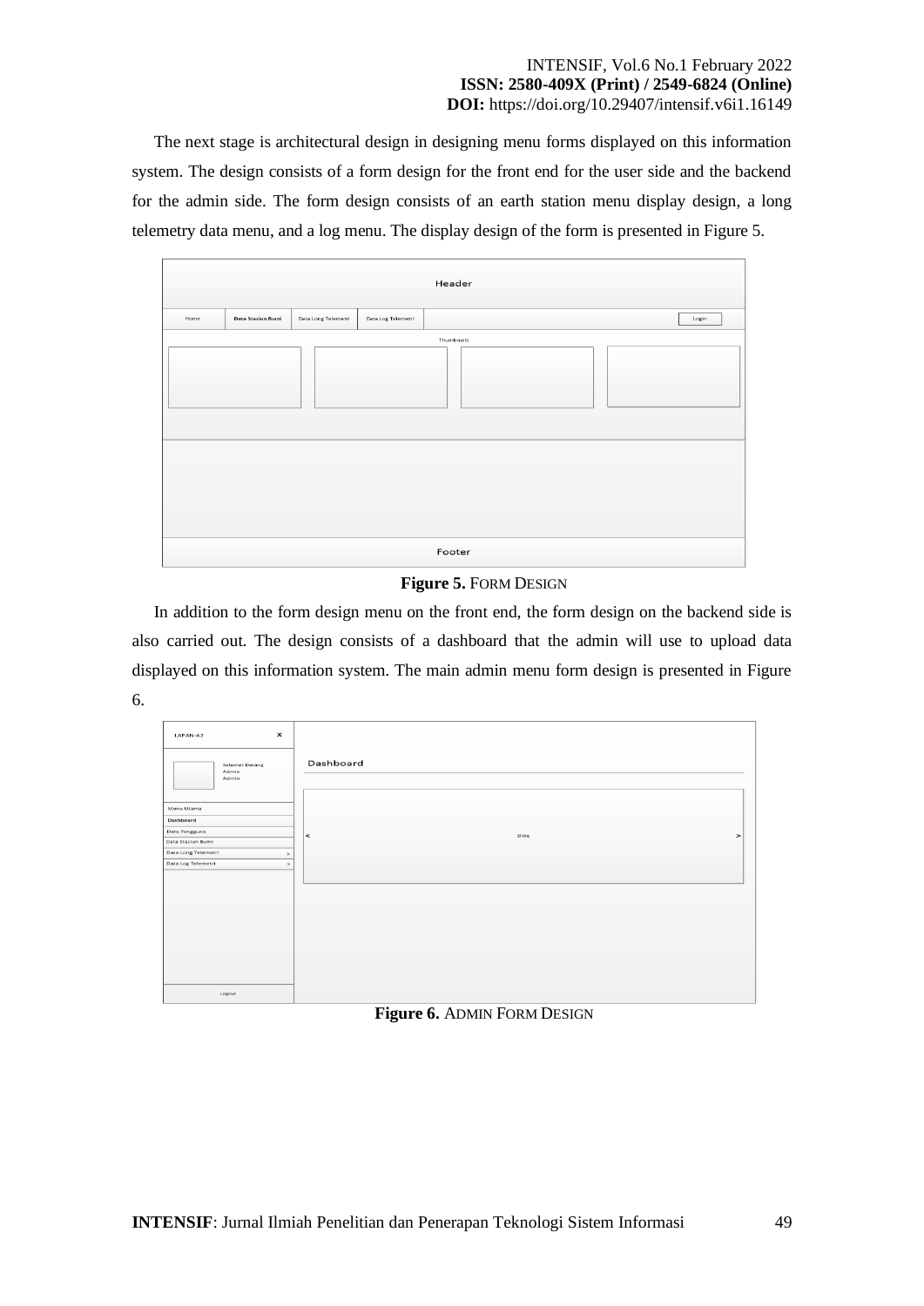The next stage is architectural design in designing menu forms displayed on this information system. The design consists of a form design for the front end for the user side and the backend for the admin side. The form design consists of an earth station menu display design, a long telemetry data menu, and a log menu. The display design of the form is presented in Figure 5.

**Figure 5.** FORM DESIGN

In addition to the form design menu on the front end, the form design on the backend side is also carried out. The design consists of a dashboard that the admin will use to upload data displayed on this information system. The main admin menu form design is presented in Figure 6.

**Figure 6.** ADMIN FORM DESIGN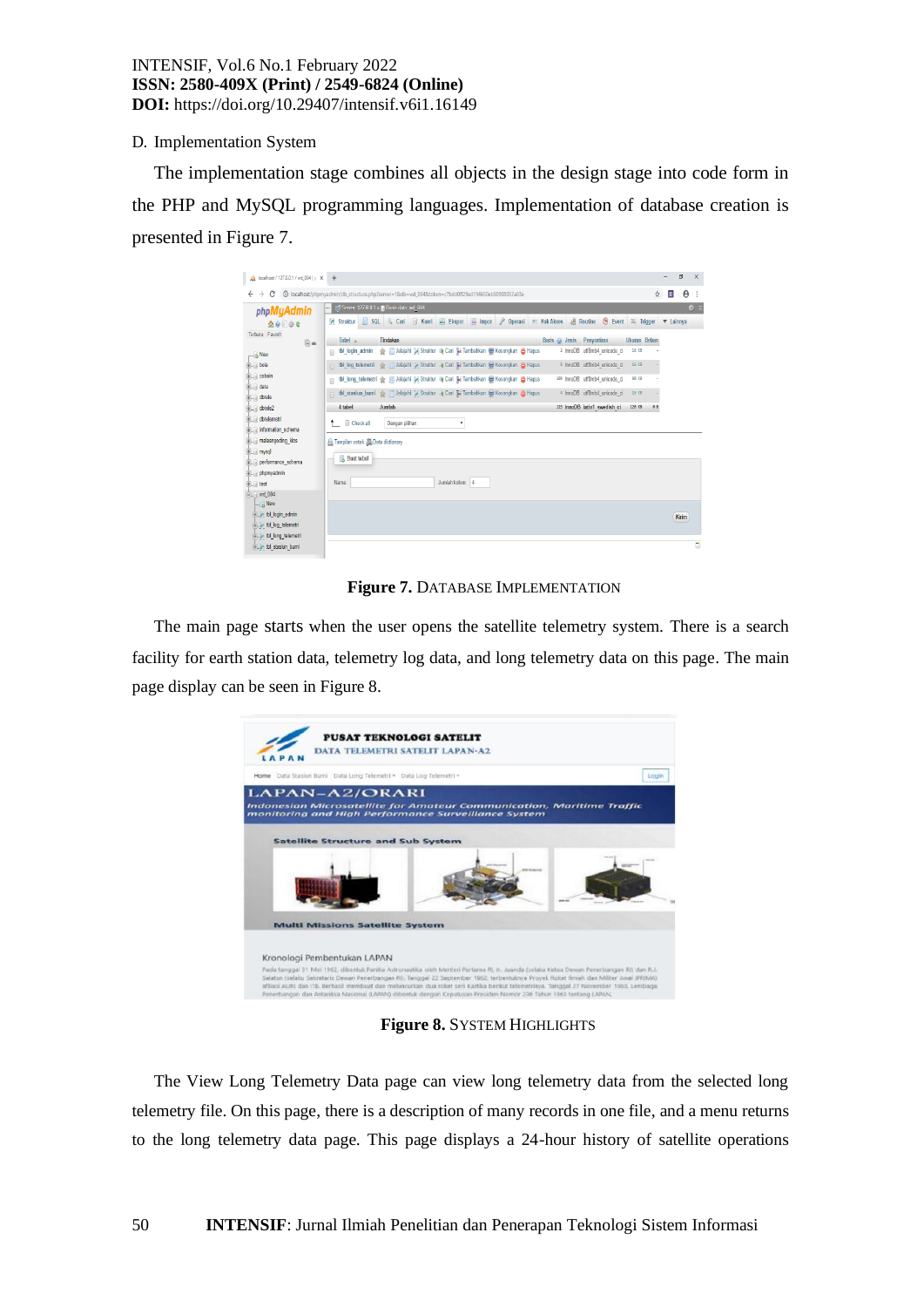D. Implementation System

The implementation stage combines all objects in the design stage into code form in the PHP and MySQL programming languages. Implementation of database creation is presented in Figure 7.

**Figure 7.** DATABASE IMPLEMENTATION

The main page starts when the user opens the satellite telemetry system. There is a search facility for earth station data, telemetry log data, and long telemetry data on this page. The main page display can be seen in Figure 8.

**Figure 8.** SYSTEM HIGHLIGHTS

The View Long Telemetry Data page can view long telemetry data from the selected long telemetry file. On this page, there is a description of many records in one file, and a menu returns to the long telemetry data page. This page displays a 24-hour history of satellite operations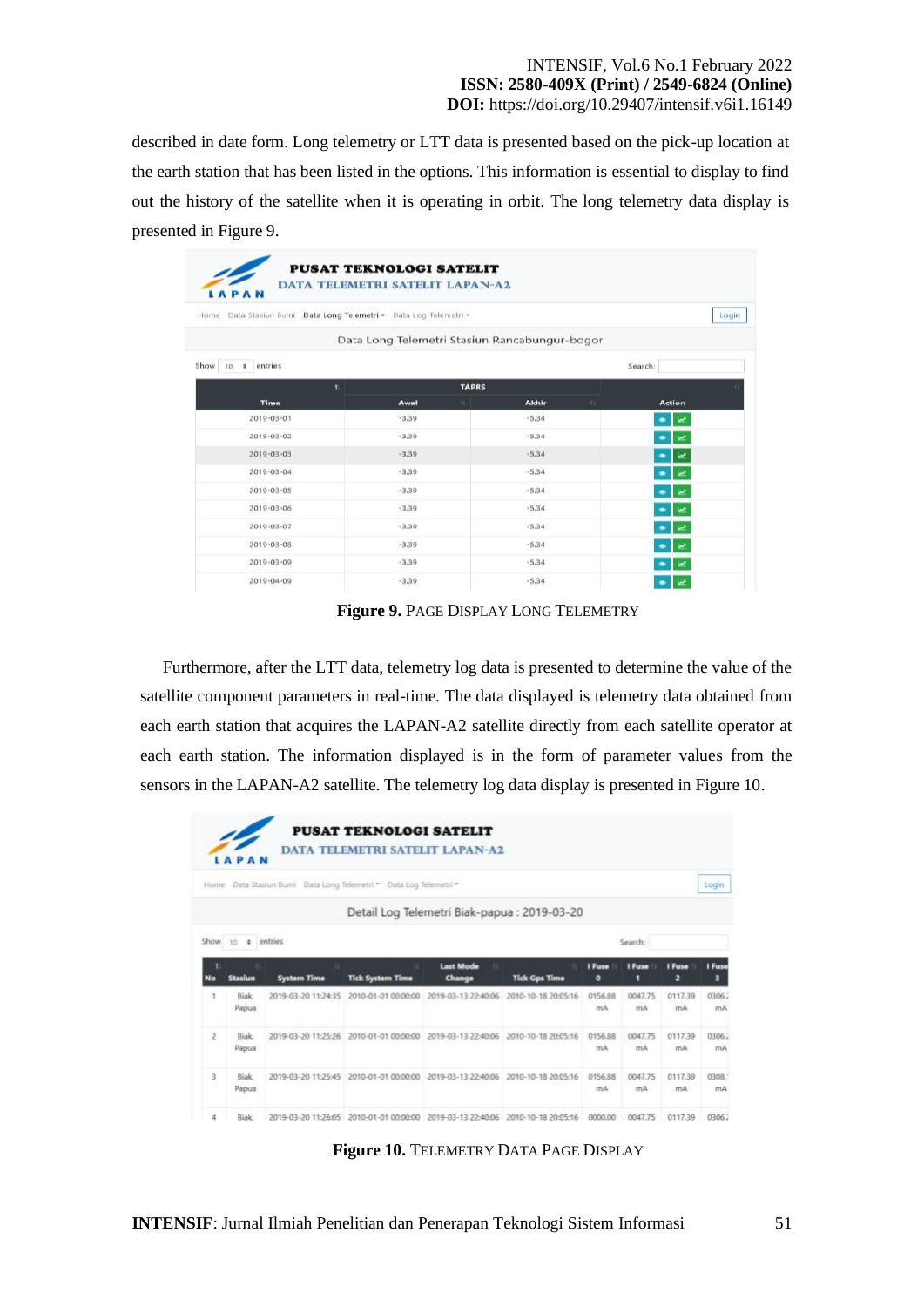described in date form. Long telemetry or LTT data is presented based on the pick-up location at the earth station that has been listed in the options. This information is essential to display to find out the history of the satellite when it is operating in orbit. The long telemetry data display is presented in Figure 9.

**Figure 9.** PAGE DISPLAY LONG TELEMETRY

Furthermore, after the LTT data, telemetry log data is presented to determine the value of the satellite component parameters in real-time. The data displayed is telemetry data obtained from each earth station that acquires the LAPAN-A2 satellite directly from each satellite operator at each earth station. The information displayed is in the form of parameter values from the sensors in the LAPAN-A2 satellite. The telemetry log data display is presented in Figure 10.

**Figure 10.** TELEMETRY DATA PAGE DISPLAY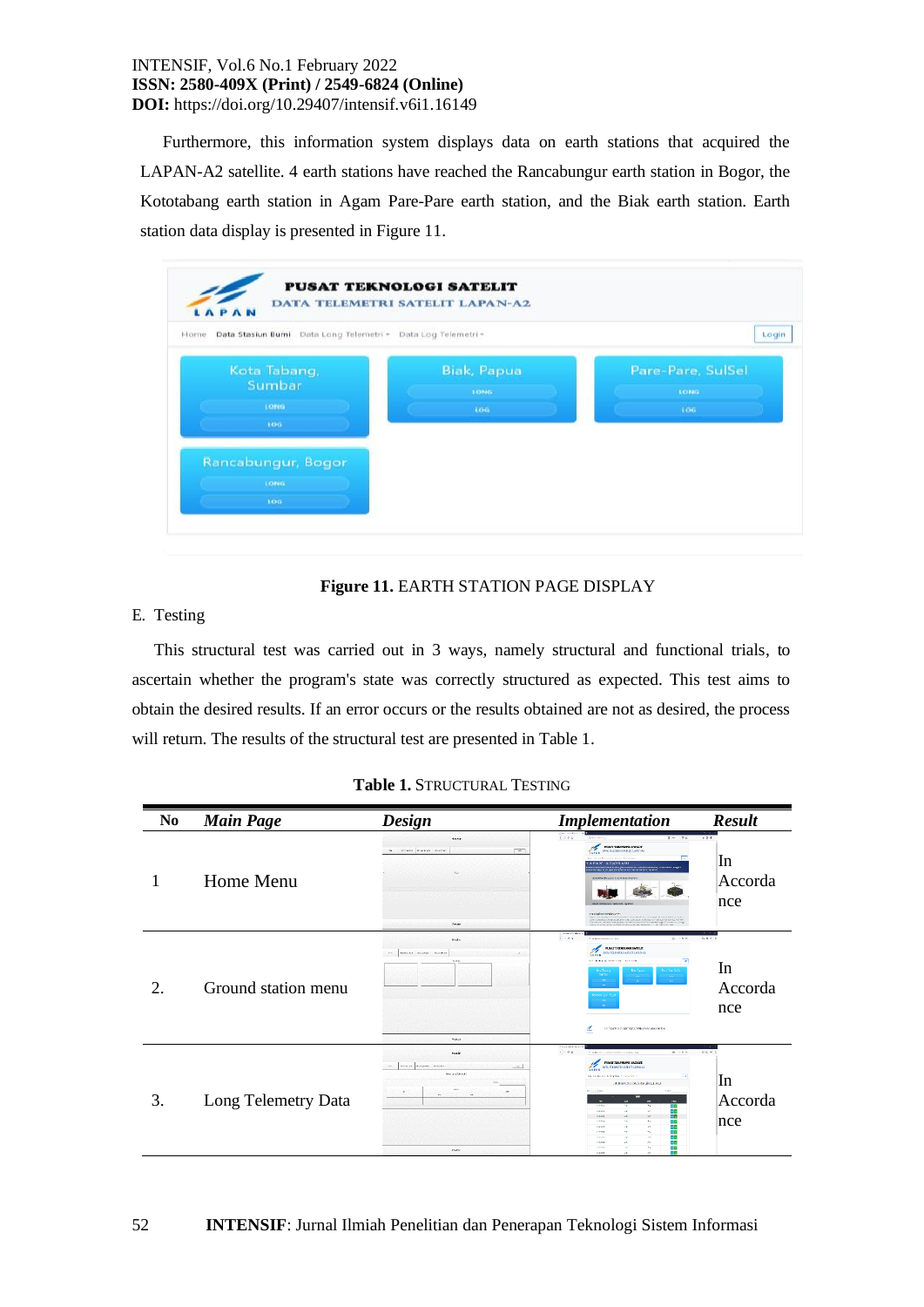Furthermore, this information system displays data on earth stations that acquired the LAPAN-A2 satellite. 4 earth stations have reached the Rancabungur earth station in Bogor, the Kototabang earth station in Agam Pare-Pare earth station, and the Biak earth station. Earth station data display is presented in Figure 11.

**Figure 11.** EARTH STATION PAGE DISPLAY

E. Testing

This structural test was carried out in 3 ways, namely structural and functional trials, to ascertain whether the program's state was correctly structured as expected. This test aims to obtain the desired results. If an error occurs or the results obtained are not as desired, the process will return. The results of the structural test are presented in Table 1.

**Table 1.** STRUCTURAL TESTING

| No | *Main Page* | *Design* | *Implementation* | *Result* |
|---|---|---|---|---|
| 1 | Home Menu | | | In Accordance |
| 2. | Ground station menu | | | In Accordance |
| 3. | Long Telemetry Data | | | In Accordance |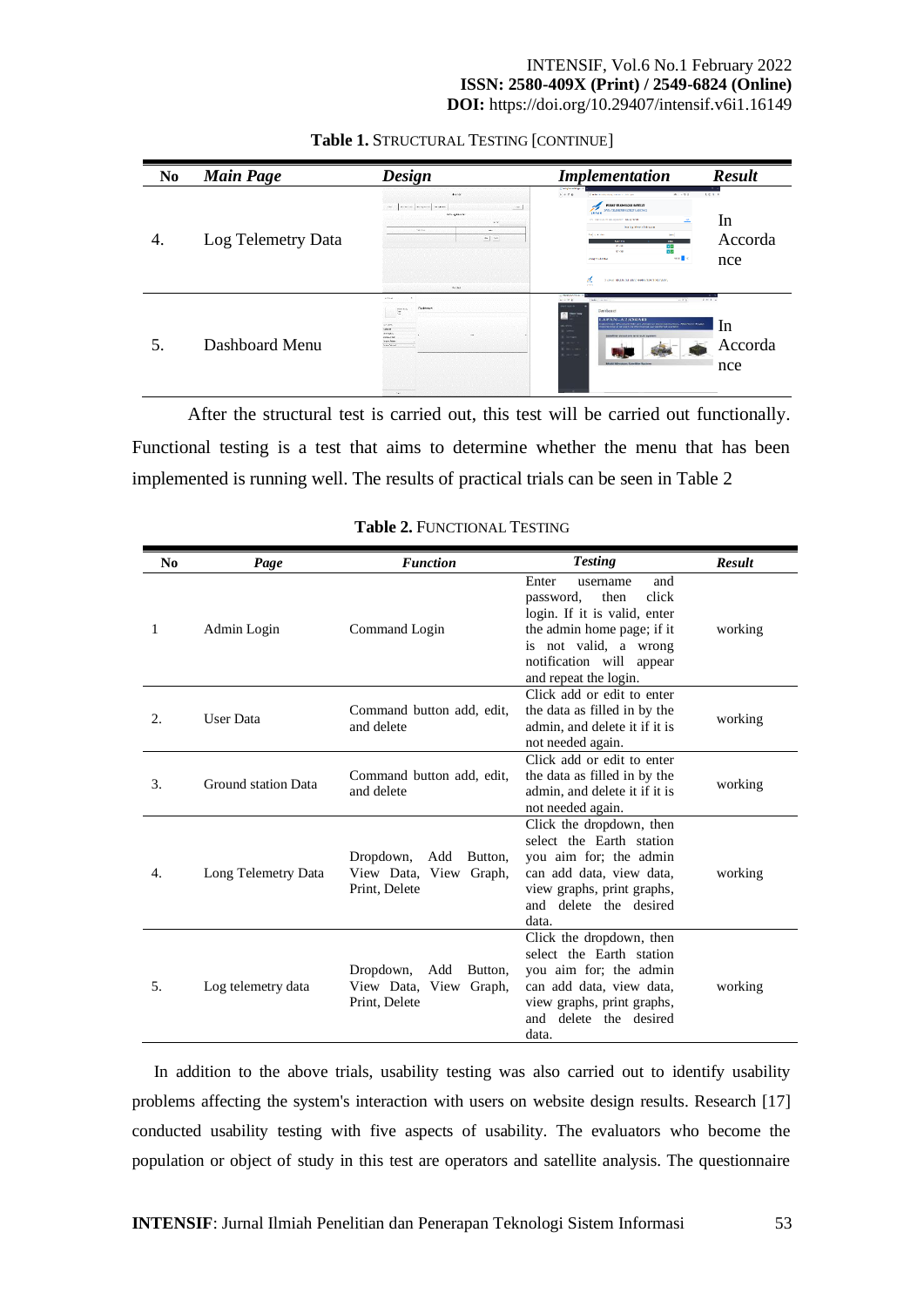**Table 1.** STRUCTURAL TESTING [CONTINUE]

| No | *Main Page* | *Design* | *Implementation* | *Result* |
|---|---|---|---|---|
| 4. | Log Telemetry Data | | | In Accordance |
| 5. | Dashboard Menu | | | In Accordance |

After the structural test is carried out, this test will be carried out functionally. Functional testing is a test that aims to determine whether the menu that has been implemented is running well. The results of practical trials can be seen in Table 2

**Table 2.** FUNCTIONAL TESTING

| No | *Page* | *Function* | *Testing* | *Result* |
|---|---|---|---|---|
| 1 | Admin Login | Command Login | Enter username and password, then click login. If it is valid, enter the admin home page; if it is not valid, a wrong notification will appear and repeat the login. | working |
| 2. | User Data | Command button add, edit, and delete | Click add or edit to enter the data as filled in by the admin, and delete it if it is not needed again. | working |
| 3. | Ground station Data | Command button add, edit, and delete | Click add or edit to enter the data as filled in by the admin, and delete it if it is not needed again. | working |
| 4. | Long Telemetry Data | Dropdown, Add Button, View Data, View Graph, Print, Delete | Click the dropdown, then select the Earth station you aim for; the admin can add data, view data, view graphs, print graphs, and delete the desired data. | working |
| 5. | Log telemetry data | Dropdown, Add Button, View Data, View Graph, Print, Delete | Click the dropdown, then select the Earth station you aim for; the admin can add data, view data, view graphs, print graphs, and delete the desired data. | working |

In addition to the above trials, usability testing was also carried out to identify usability problems affecting the system's interaction with users on website design results. Research [17] conducted usability testing with five aspects of usability. The evaluators who become the population or object of study in this test are operators and satellite analysis. The questionnaire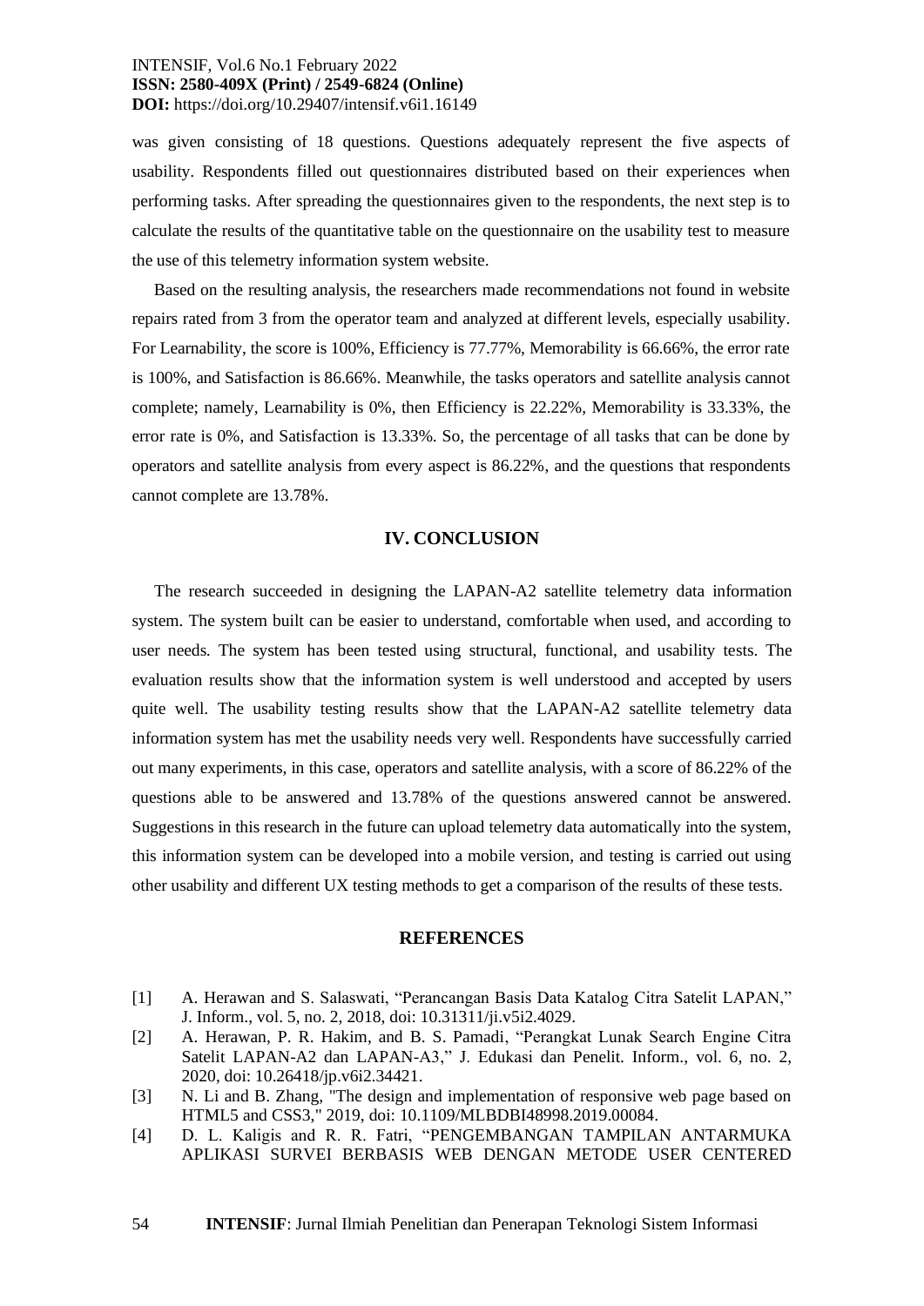was given consisting of 18 questions. Questions adequately represent the five aspects of usability. Respondents filled out questionnaires distributed based on their experiences when performing tasks. After spreading the questionnaires given to the respondents, the next step is to calculate the results of the quantitative table on the questionnaire on the usability test to measure the use of this telemetry information system website.

Based on the resulting analysis, the researchers made recommendations not found in website repairs rated from 3 from the operator team and analyzed at different levels, especially usability. For Learnability, the score is 100%, Efficiency is 77.77%, Memorability is 66.66%, the error rate is 100%, and Satisfaction is 86.66%. Meanwhile, the tasks operators and satellite analysis cannot complete; namely, Learnability is 0%, then Efficiency is 22.22%, Memorability is 33.33%, the error rate is 0%, and Satisfaction is 13.33%. So, the percentage of all tasks that can be done by operators and satellite analysis from every aspect is 86.22%, and the questions that respondents cannot complete are 13.78%.

## IV. CONCLUSION

The research succeeded in designing the LAPAN-A2 satellite telemetry data information system. The system built can be easier to understand, comfortable when used, and according to user needs. The system has been tested using structural, functional, and usability tests. The evaluation results show that the information system is well understood and accepted by users quite well. The usability testing results show that the LAPAN-A2 satellite telemetry data information system has met the usability needs very well. Respondents have successfully carried out many experiments, in this case, operators and satellite analysis, with a score of 86.22% of the questions able to be answered and 13.78% of the questions answered cannot be answered. Suggestions in this research in the future can upload telemetry data automatically into the system, this information system can be developed into a mobile version, and testing is carried out using other usability and different UX testing methods to get a comparison of the results of these tests.

## REFERENCES

[1] A. Herawan and S. Salaswati, "Perancangan Basis Data Katalog Citra Satelit LAPAN," J. Inform., vol. 5, no. 2, 2018, doi: 10.31311/ji.v5i2.4029.

[2] A. Herawan, P. R. Hakim, and B. S. Pamadi, "Perangkat Lunak Search Engine Citra Satelit LAPAN-A2 dan LAPAN-A3," J. Edukasi dan Penelit. Inform., vol. 6, no. 2, 2020, doi: 10.26418/jp.v6i2.34421.

[3] N. Li and B. Zhang, "The design and implementation of responsive web page based on HTML5 and CSS3," 2019, doi: 10.1109/MLBDBI48998.2019.00084.

[4] D. L. Kaligis and R. R. Fatri, "PENGEMBANGAN TAMPILAN ANTARMUKA APLIKASI SURVEI BERBASIS WEB DENGAN METODE USER CENTERED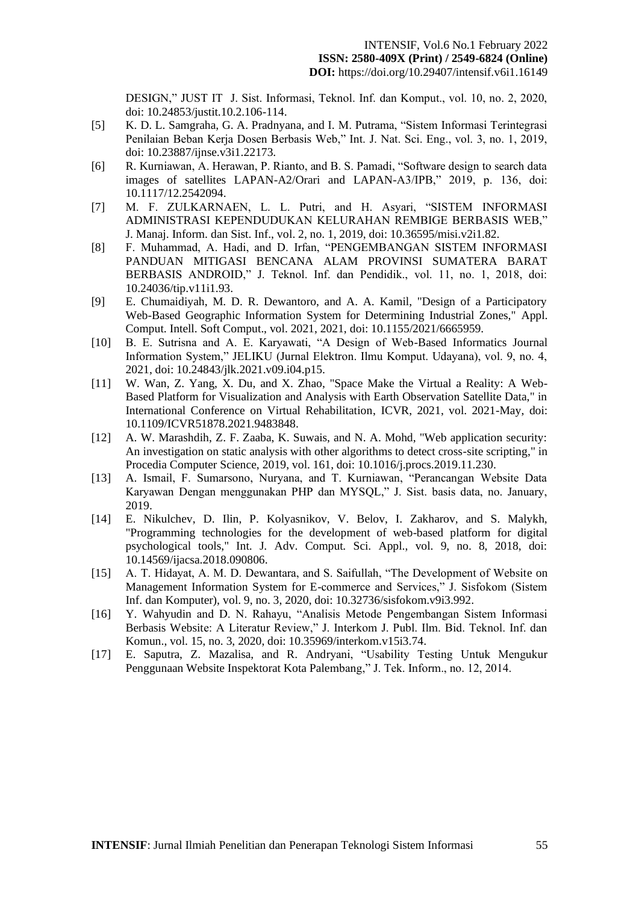DESIGN," JUST IT J. Sist. Informasi, Teknol. Inf. dan Komput., vol. 10, no. 2, 2020, doi: 10.24853/justit.10.2.106-114.

[5] K. D. L. Samgraha, G. A. Pradnyana, and I. M. Putrama, "Sistem Informasi Terintegrasi Penilaian Beban Kerja Dosen Berbasis Web," Int. J. Nat. Sci. Eng., vol. 3, no. 1, 2019, doi: 10.23887/ijnse.v3i1.22173.

[6] R. Kurniawan, A. Herawan, P. Rianto, and B. S. Pamadi, "Software design to search data images of satellites LAPAN-A2/Orari and LAPAN-A3/IPB," 2019, p. 136, doi: 10.1117/12.2542094.

[7] M. F. ZULKARNAEN, L. L. Putri, and H. Asyari, "SISTEM INFORMASI ADMINISTRASI KEPENDUDUKAN KELURAHAN REMBIGE BERBASIS WEB," J. Manaj. Inform. dan Sist. Inf., vol. 2, no. 1, 2019, doi: 10.36595/misi.v2i1.82.

[8] F. Muhammad, A. Hadi, and D. Irfan, "PENGEMBANGAN SISTEM INFORMASI PANDUAN MITIGASI BENCANA ALAM PROVINSI SUMATERA BARAT BERBASIS ANDROID," J. Teknol. Inf. dan Pendidik., vol. 11, no. 1, 2018, doi: 10.24036/tip.v11i1.93.

[9] E. Chumaidiyah, M. D. R. Dewantoro, and A. A. Kamil, "Design of a Participatory Web-Based Geographic Information System for Determining Industrial Zones," Appl. Comput. Intell. Soft Comput., vol. 2021, 2021, doi: 10.1155/2021/6665959.

[10] B. E. Sutrisna and A. E. Karyawati, "A Design of Web-Based Informatics Journal Information System," JELIKU (Jurnal Elektron. Ilmu Komput. Udayana), vol. 9, no. 4, 2021, doi: 10.24843/jlk.2021.v09.i04.p15.

[11] W. Wan, Z. Yang, X. Du, and X. Zhao, "Space Make the Virtual a Reality: A Web-Based Platform for Visualization and Analysis with Earth Observation Satellite Data," in International Conference on Virtual Rehabilitation, ICVR, 2021, vol. 2021-May, doi: 10.1109/ICVR51878.2021.9483848.

[12] A. W. Marashdih, Z. F. Zaaba, K. Suwais, and N. A. Mohd, "Web application security: An investigation on static analysis with other algorithms to detect cross-site scripting," in Procedia Computer Science, 2019, vol. 161, doi: 10.1016/j.procs.2019.11.230.

[13] A. Ismail, F. Sumarsono, Nuryana, and T. Kurniawan, "Perancangan Website Data Karyawan Dengan menggunakan PHP dan MYSQL," J. Sist. basis data, no. January, 2019.

[14] E. Nikulchev, D. Ilin, P. Kolyasnikov, V. Belov, I. Zakharov, and S. Malykh, "Programming technologies for the development of web-based platform for digital psychological tools," Int. J. Adv. Comput. Sci. Appl., vol. 9, no. 8, 2018, doi: 10.14569/ijacsa.2018.090806.

[15] A. T. Hidayat, A. M. D. Dewantara, and S. Saifullah, "The Development of Website on Management Information System for E-commerce and Services," J. Sisfokom (Sistem Inf. dan Komputer), vol. 9, no. 3, 2020, doi: 10.32736/sisfokom.v9i3.992.

[16] Y. Wahyudin and D. N. Rahayu, "Analisis Metode Pengembangan Sistem Informasi Berbasis Website: A Literatur Review," J. Interkom J. Publ. Ilm. Bid. Teknol. Inf. dan Komun., vol. 15, no. 3, 2020, doi: 10.35969/interkom.v15i3.74.

[17] E. Saputra, Z. Mazalisa, and R. Andryani, "Usability Testing Untuk Mengukur Penggunaan Website Inspektorat Kota Palembang," J. Tek. Inform., no. 12, 2014.